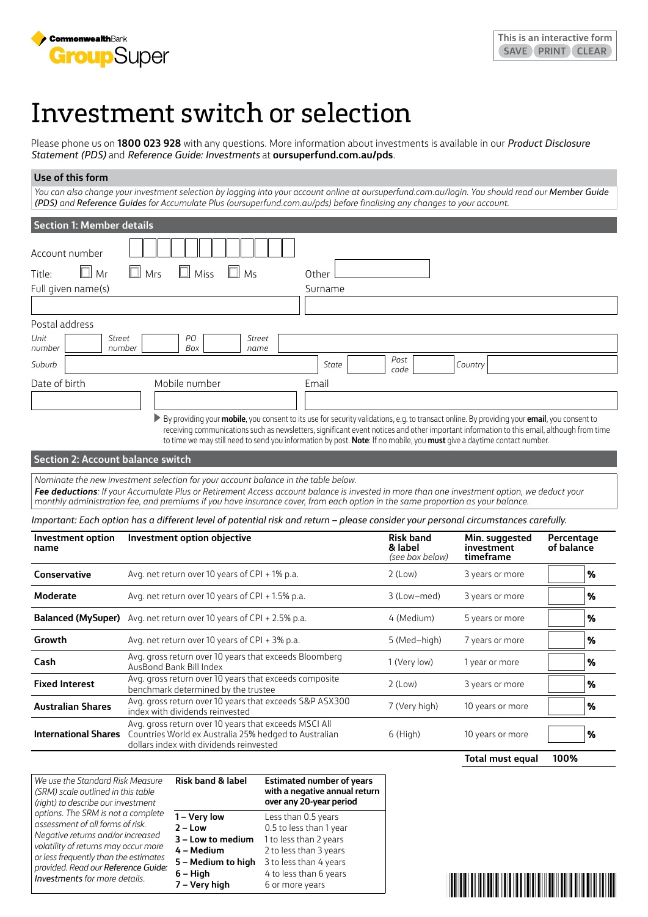CommonwealthBank GroupSuper

This is an interactive form
SAVE PRINT CLEAR

# Investment switch or selection

Please phone us on **1800 023 928** with any questions. More information about investments is available in our *Product Disclosure Statement (PDS)* and *Reference Guide: Investments* at **oursuperfund.com.au/pds**.

## Use of this form

*You can also change your investment selection by logging into your account online at oursuperfund.com.au/login. You should read our Member Guide (PDS) and Reference Guides for Accumulate Plus (oursuperfund.com.au/pds) before finalising any changes to your account.*

## Section 1: Member details

Account number

Title: ☐ Mr ☐ Mrs ☐ Miss ☐ Ms Other

Full given name(s)

Surname

Postal address

*Unit number* *Street number* *PO Box* *Street name*

*Suburb* *State* *Post code* *Country*

Date of birth

Mobile number

Email

▶ By providing your **mobile**, you consent to its use for security validations, e.g. to transact online. By providing your **email**, you consent to receiving communications such as newsletters, significant event notices and other important information to this email, although from time to time we may still need to send you information by post. **Note**: If no mobile, you **must** give a daytime contact number.

## Section 2: Account balance switch

*Nominate the new investment selection for your account balance in the table below.*
***Fee deductions**: If your Accumulate Plus or Retirement Access account balance is invested in more than one investment option, we deduct your monthly administration fee, and premiums if you have insurance cover, from each option in the same proportion as your balance.*

*Important: Each option has a different level of potential risk and return – please consider your personal circumstances carefully.*

| Investment option name | Investment option objective | Risk band & label *(see box below)* | Min. suggested investment timeframe | Percentage of balance |
|---|---|---|---|---|
| **Conservative** | Avg. net return over 10 years of CPI + 1% p.a. | 2 (Low) | 3 years or more | % |
| **Moderate** | Avg. net return over 10 years of CPI + 1.5% p.a. | 3 (Low–med) | 3 years or more | % |
| **Balanced (MySuper)** | Avg. net return over 10 years of CPI + 2.5% p.a. | 4 (Medium) | 5 years or more | % |
| **Growth** | Avg. net return over 10 years of CPI + 3% p.a. | 5 (Med–high) | 7 years or more | % |
| **Cash** | Avg. gross return over 10 years that exceeds Bloomberg AusBond Bank Bill Index | 1 (Very low) | 1 year or more | % |
| **Fixed Interest** | Avg. gross return over 10 years that exceeds composite benchmark determined by the trustee | 2 (Low) | 3 years or more | % |
| **Australian Shares** | Avg. gross return over 10 years that exceeds S&P ASX300 index with dividends reinvested | 7 (Very high) | 10 years or more | % |
| **International Shares** | Avg. gross return over 10 years that exceeds MSCI All Countries World ex Australia 25% hedged to Australian dollars index with dividends reinvested | 6 (High) | 10 years or more | % |
| | | | **Total must equal** | **100%** |

*We use the Standard Risk Measure (SRM) scale outlined in this table (right) to describe our investment options. The SRM is not a complete assessment of all forms of risk. Negative returns and/or increased volatility of returns may occur more or less frequently than the estimates provided. Read our Reference Guide: Investments for more details.*

| Risk band & label | Estimated number of years with a negative annual return over any 20-year period |
|---|---|
| **1 – Very low** | Less than 0.5 years |
| **2 – Low** | 0.5 to less than 1 year |
| **3 – Low to medium** | 1 to less than 2 years |
| **4 – Medium** | 2 to less than 3 years |
| **5 – Medium to high** | 3 to less than 4 years |
| **6 – High** | 4 to less than 6 years |
| **7 – Very high** | 6 or more years |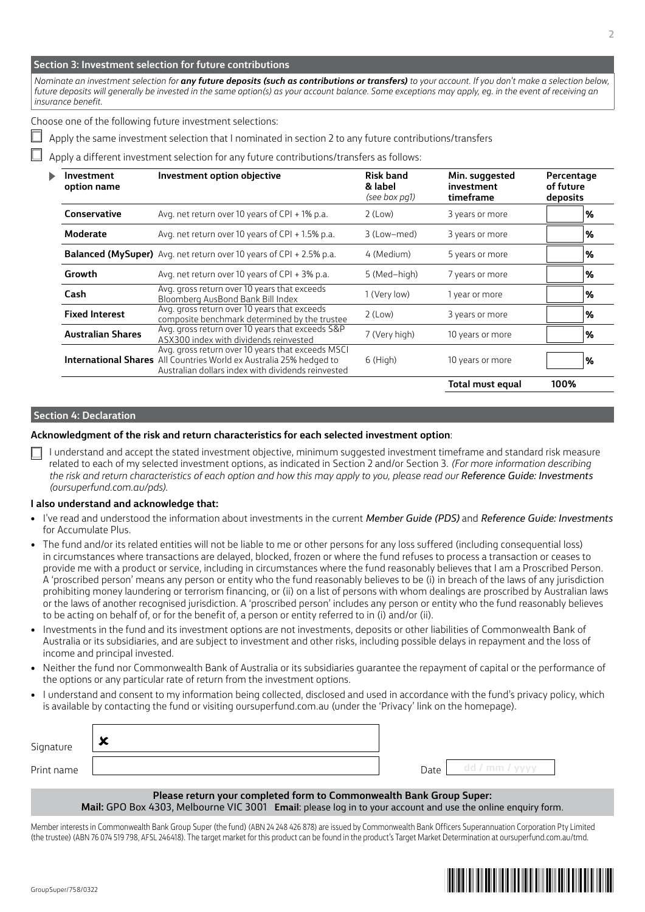## Section 3: Investment selection for future contributions

*Nominate an investment selection for* ***any future deposits (such as contributions or transfers)*** *to your account. If you don't make a selection below, future deposits will generally be invested in the same option(s) as your account balance. Some exceptions may apply, eg. in the event of receiving an insurance benefit.*

Choose one of the following future investment selections:

☐ Apply the same investment selection that I nominated in section 2 to any future contributions/transfers

☐ Apply a different investment selection for any future contributions/transfers as follows:

| Investment option name | Investment option objective | Risk band & label *(see box pg1)* | Min. suggested investment timeframe | Percentage of future deposits |
|---|---|---|---|---|
| **Conservative** | Avg. net return over 10 years of CPI + 1% p.a. | 2 (Low) | 3 years or more | % |
| **Moderate** | Avg. net return over 10 years of CPI + 1.5% p.a. | 3 (Low–med) | 3 years or more | % |
| **Balanced (MySuper)** | Avg. net return over 10 years of CPI + 2.5% p.a. | 4 (Medium) | 5 years or more | % |
| **Growth** | Avg. net return over 10 years of CPI + 3% p.a. | 5 (Med–high) | 7 years or more | % |
| **Cash** | Avg. gross return over 10 years that exceeds Bloomberg AusBond Bank Bill Index | 1 (Very low) | 1 year or more | % |
| **Fixed Interest** | Avg. gross return over 10 years that exceeds composite benchmark determined by the trustee | 2 (Low) | 3 years or more | % |
| **Australian Shares** | Avg. gross return over 10 years that exceeds S&P ASX300 index with dividends reinvested | 7 (Very high) | 10 years or more | % |
| **International Shares** | Avg. gross return over 10 years that exceeds MSCI All Countries World ex Australia 25% hedged to Australian dollars index with dividends reinvested | 6 (High) | 10 years or more | % |
| | | | **Total must equal** | **100%** |

## Section 4: Declaration

**Acknowledgment of the risk and return characteristics for each selected investment option**:

☐ I understand and accept the stated investment objective, minimum suggested investment timeframe and standard risk measure related to each of my selected investment options, as indicated in Section 2 and/or Section 3. *(For more information describing the risk and return characteristics of each option and how this may apply to you, please read our* ***Reference Guide: Investments*** *(oursuperfund.com.au/pds).*

**I also understand and acknowledge that:**

- I've read and understood the information about investments in the current *Member Guide (PDS)* and *Reference Guide: Investments* for Accumulate Plus.
- The fund and/or its related entities will not be liable to me or other persons for any loss suffered (including consequential loss) in circumstances where transactions are delayed, blocked, frozen or where the fund refuses to process a transaction or ceases to provide me with a product or service, including in circumstances where the fund reasonably believes that I am a Proscribed Person. A 'proscribed person' means any person or entity who the fund reasonably believes to be (i) in breach of the laws of any jurisdiction prohibiting money laundering or terrorism financing, or (ii) on a list of persons with whom dealings are proscribed by Australian laws or the laws of another recognised jurisdiction. A 'proscribed person' includes any person or entity who the fund reasonably believes to be acting on behalf of, or for the benefit of, a person or entity referred to in (i) and/or (ii).
- Investments in the fund and its investment options are not investments, deposits or other liabilities of Commonwealth Bank of Australia or its subsidiaries, and are subject to investment and other risks, including possible delays in repayment and the loss of income and principal invested.
- Neither the fund nor Commonwealth Bank of Australia or its subsidiaries guarantee the repayment of capital or the performance of the options or any particular rate of return from the investment options.
- I understand and consent to my information being collected, disclosed and used in accordance with the fund's privacy policy, which is available by contacting the fund or visiting oursuperfund.com.au (under the 'Privacy' link on the homepage).

Signature ✘

Print name

Date dd / mm / yyyy

**Please return your completed form to Commonwealth Bank Group Super:**

**Mail:** GPO Box 4303, Melbourne VIC 3001 **Email**: please log in to your account and use the online enquiry form.

Member interests in Commonwealth Bank Group Super (the fund) (ABN 24 248 426 878) are issued by Commonwealth Bank Officers Superannuation Corporation Pty Limited (the trustee) (ABN 76 074 519 798, AFSL 246418). The target market for this product can be found in the product's Target Market Determination at oursuperfund.com.au/tmd.

GroupSuper/758/0322